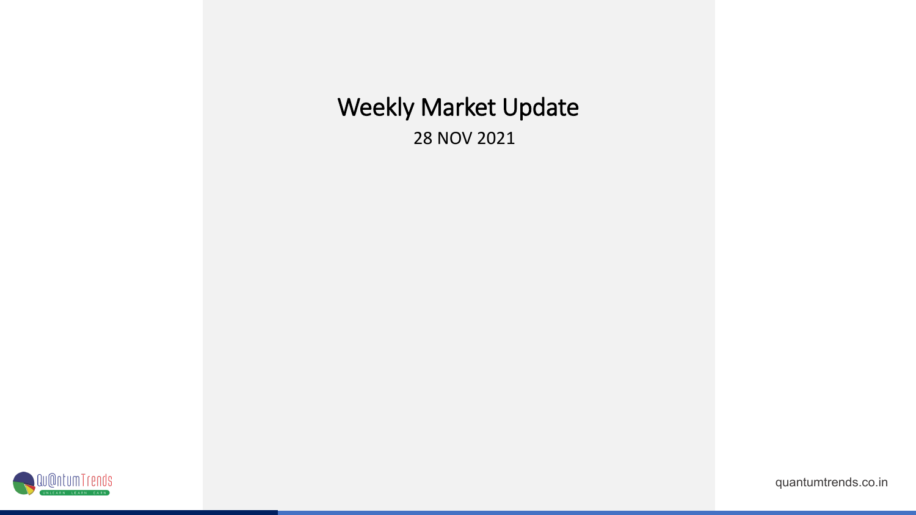# Weekly Market Update

28 NOV 2021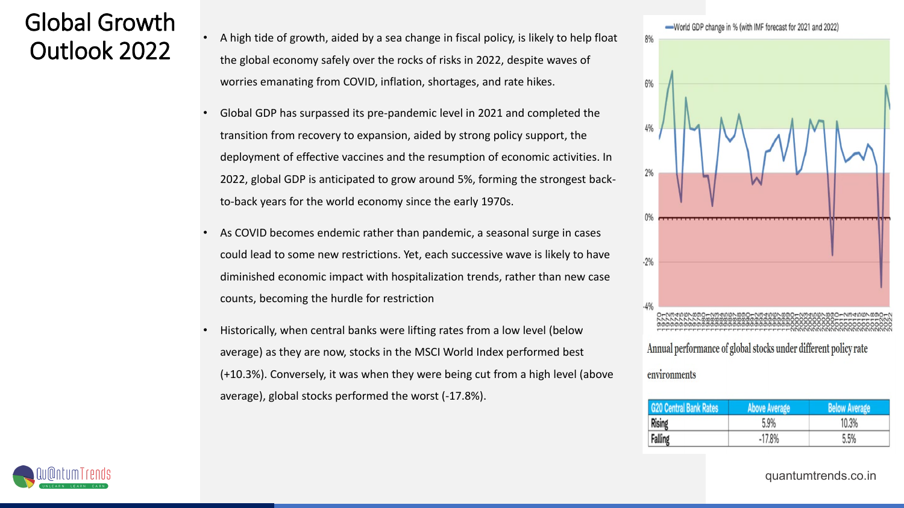# Global Growth Outlook 2022

- A high tide of growth, aided by a sea change in fiscal policy, is likely to help float the global economy safely over the rocks of risks in 2022, despite waves of worries emanating from COVID, inflation, shortages, and rate hikes.
- Global GDP has surpassed its pre-pandemic level in 2021 and completed the transition from recovery to expansion, aided by strong policy support, the deployment of effective vaccines and the resumption of economic activities. In 2022, global GDP is anticipated to grow around 5%, forming the strongest back-to-back years for the world economy since the early 1970s.
- As COVID becomes endemic rather than pandemic, a seasonal surge in cases could lead to some new restrictions. Yet, each successive wave is likely to have diminished economic impact with hospitalization trends, rather than new case counts, becoming the hurdle for restriction
- Historically, when central banks were lifting rates from a low level (below average) as they are now, stocks in the MSCI World Index performed best (+10.3%). Conversely, it was when they were being cut from a high level (above average), global stocks performed the worst (-17.8%).

World GDP change in % (with IMF forecast for 2021 and 2022)

Annual performance of global stocks under different policy rate environments

| G20 Central Bank Rates | Above Average | Below Average |
| --- | --- | --- |
| Rising | 5.9% | 10.3% |
| Falling | -17.8% | 5.5% |

quantumtrends.co.in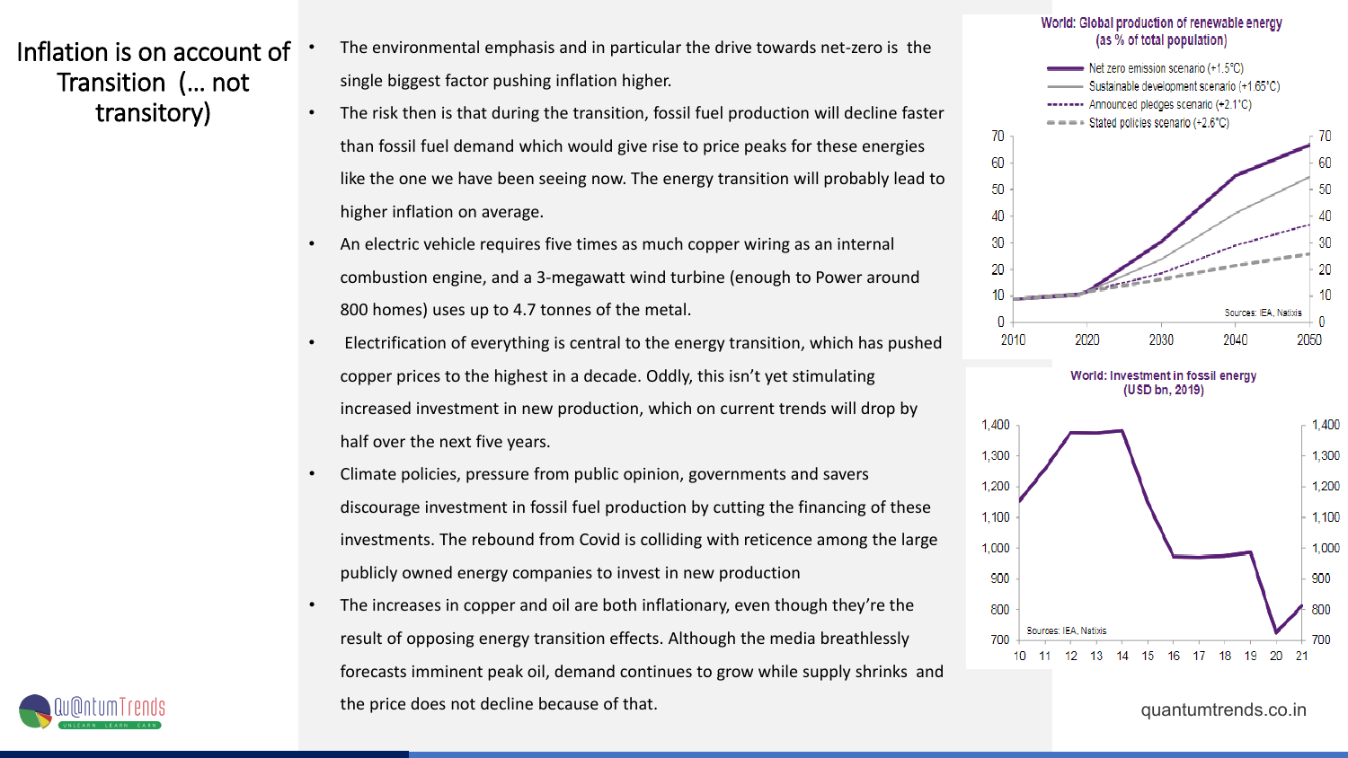# Inflation is on account of Transition (… not transitory)

- The environmental emphasis and in particular the drive towards net-zero is the single biggest factor pushing inflation higher.
- The risk then is that during the transition, fossil fuel production will decline faster than fossil fuel demand which would give rise to price peaks for these energies like the one we have been seeing now. The energy transition will probably lead to higher inflation on average.
- An electric vehicle requires five times as much copper wiring as an internal combustion engine, and a 3-megawatt wind turbine (enough to Power around 800 homes) uses up to 4.7 tonnes of the metal.
- Electrification of everything is central to the energy transition, which has pushed copper prices to the highest in a decade. Oddly, this isn't yet stimulating increased investment in new production, which on current trends will drop by half over the next five years.
- Climate policies, pressure from public opinion, governments and savers discourage investment in fossil fuel production by cutting the financing of these investments. The rebound from Covid is colliding with reticence among the large publicly owned energy companies to invest in new production
- The increases in copper and oil are both inflationary, even though they're the result of opposing energy transition effects. Although the media breathlessly forecasts imminent peak oil, demand continues to grow while supply shrinks and the price does not decline because of that.

**World: Global production of renewable energy (as % of total population)**

Net zero emission scenario (+1.5°C); Sustainable development scenario (+1.65°C); Announced pledges scenario (+2.1°C); Stated policies scenario (+2.6°C)

Sources: IEA, Natixis

**World: Investment in fossil energy (USD bn, 2019)**

Sources: IEA, Natixis

quantumtrends.co.in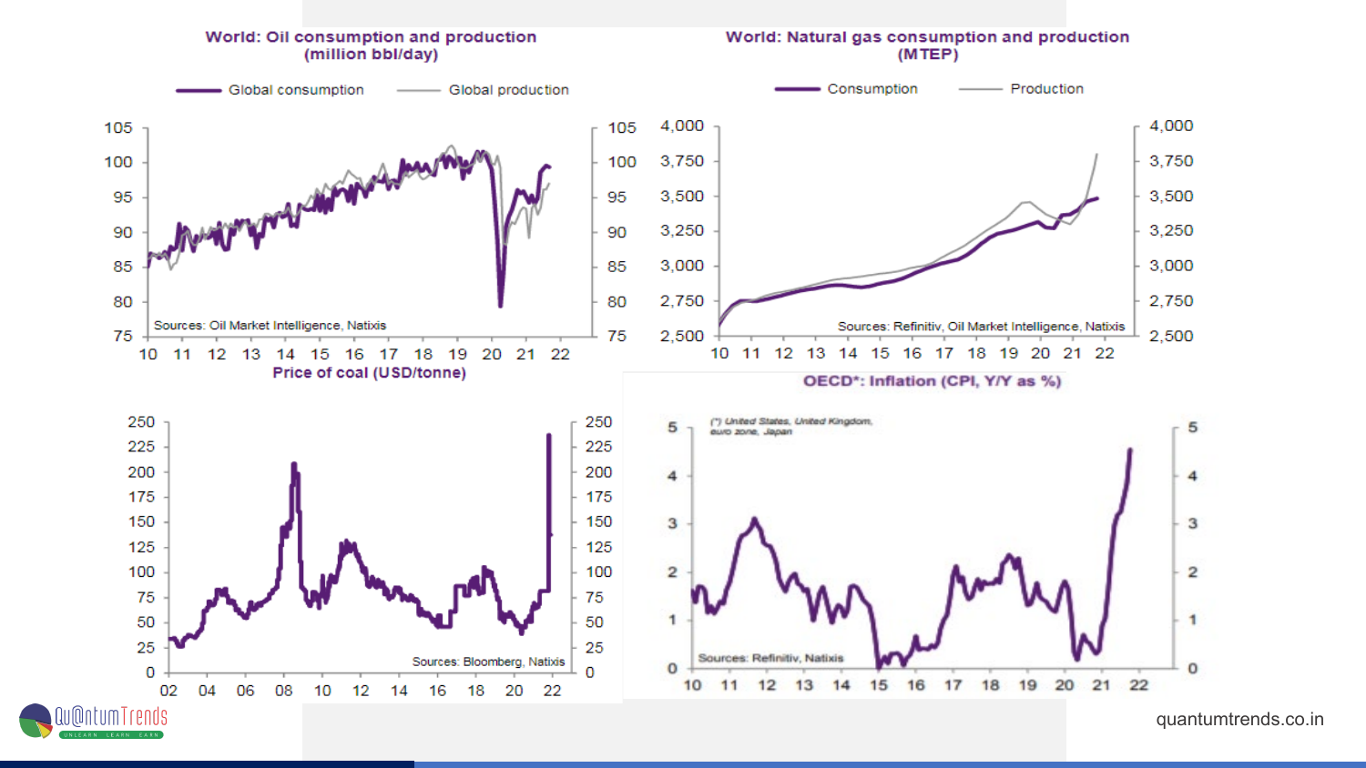### World: Oil consumption and production (million bbl/day)

Global consumption — Global production

Sources: Oil Market Intelligence, Natixis

### World: Natural gas consumption and production (MTEP)

Consumption — Production

Sources: Refinitiv, Oil Market Intelligence, Natixis

### Price of coal (USD/tonne)

Sources: Bloomberg, Natixis

### OECD*: Inflation (CPI, Y/Y as %)

(*) United States, United Kingdom, euro zone, Japan

Sources: Refinitiv, Natixis

quantumtrends.co.in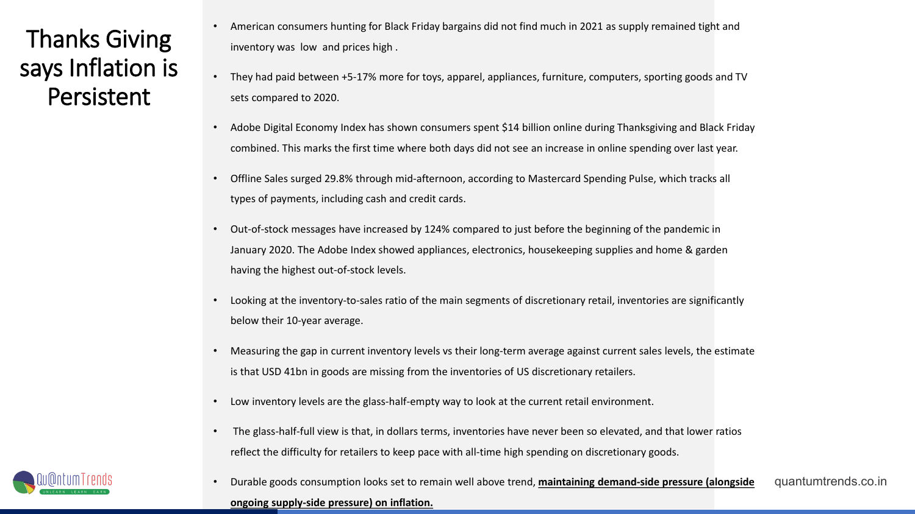# Thanks Giving says Inflation is Persistent

- American consumers hunting for Black Friday bargains did not find much in 2021 as supply remained tight and inventory was low and prices high .
- They had paid between +5-17% more for toys, apparel, appliances, furniture, computers, sporting goods and TV sets compared to 2020.
- Adobe Digital Economy Index has shown consumers spent $14 billion online during Thanksgiving and Black Friday combined. This marks the first time where both days did not see an increase in online spending over last year.
- Offline Sales surged 29.8% through mid-afternoon, according to Mastercard Spending Pulse, which tracks all types of payments, including cash and credit cards.
- Out-of-stock messages have increased by 124% compared to just before the beginning of the pandemic in January 2020. The Adobe Index showed appliances, electronics, housekeeping supplies and home & garden having the highest out-of-stock levels.
- Looking at the inventory-to-sales ratio of the main segments of discretionary retail, inventories are significantly below their 10-year average.
- Measuring the gap in current inventory levels vs their long-term average against current sales levels, the estimate is that USD 41bn in goods are missing from the inventories of US discretionary retailers.
- Low inventory levels are the glass-half-empty way to look at the current retail environment.
- The glass-half-full view is that, in dollars terms, inventories have never been so elevated, and that lower ratios reflect the difficulty for retailers to keep pace with all-time high spending on discretionary goods.
- Durable goods consumption looks set to remain well above trend, **maintaining demand-side pressure (alongside ongoing supply-side pressure) on inflation.**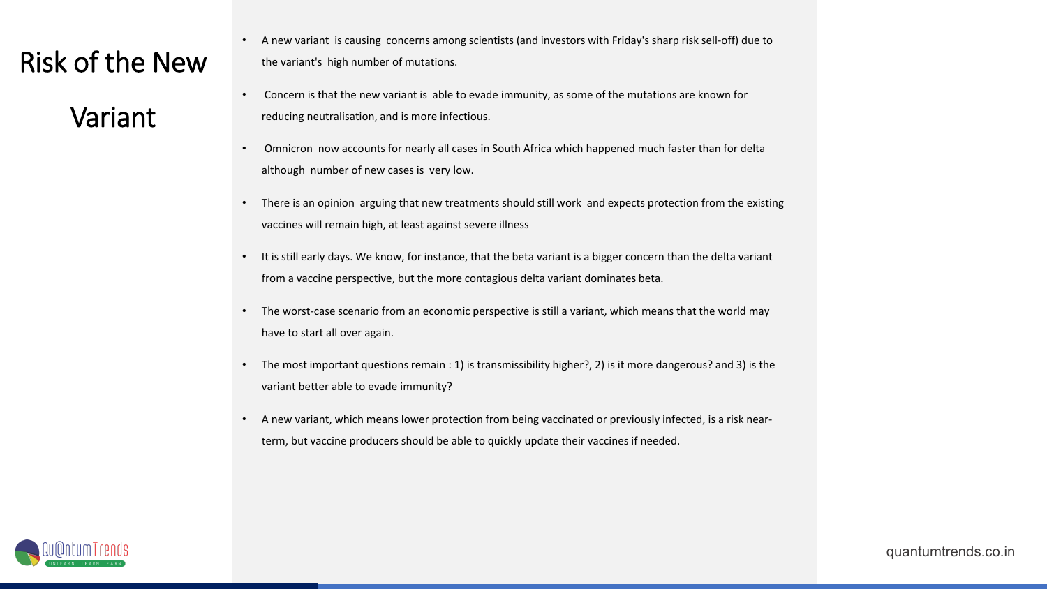# Risk of the New Variant

- A new variant is causing concerns among scientists (and investors with Friday's sharp risk sell-off) due to the variant's high number of mutations.
- Concern is that the new variant is able to evade immunity, as some of the mutations are known for reducing neutralisation, and is more infectious.
- Omnicron now accounts for nearly all cases in South Africa which happened much faster than for delta although number of new cases is very low.
- There is an opinion arguing that new treatments should still work and expects protection from the existing vaccines will remain high, at least against severe illness
- It is still early days. We know, for instance, that the beta variant is a bigger concern than the delta variant from a vaccine perspective, but the more contagious delta variant dominates beta.
- The worst-case scenario from an economic perspective is still a variant, which means that the world may have to start all over again.
- The most important questions remain : 1) is transmissibility higher?, 2) is it more dangerous? and 3) is the variant better able to evade immunity?
- A new variant, which means lower protection from being vaccinated or previously infected, is a risk near-term, but vaccine producers should be able to quickly update their vaccines if needed.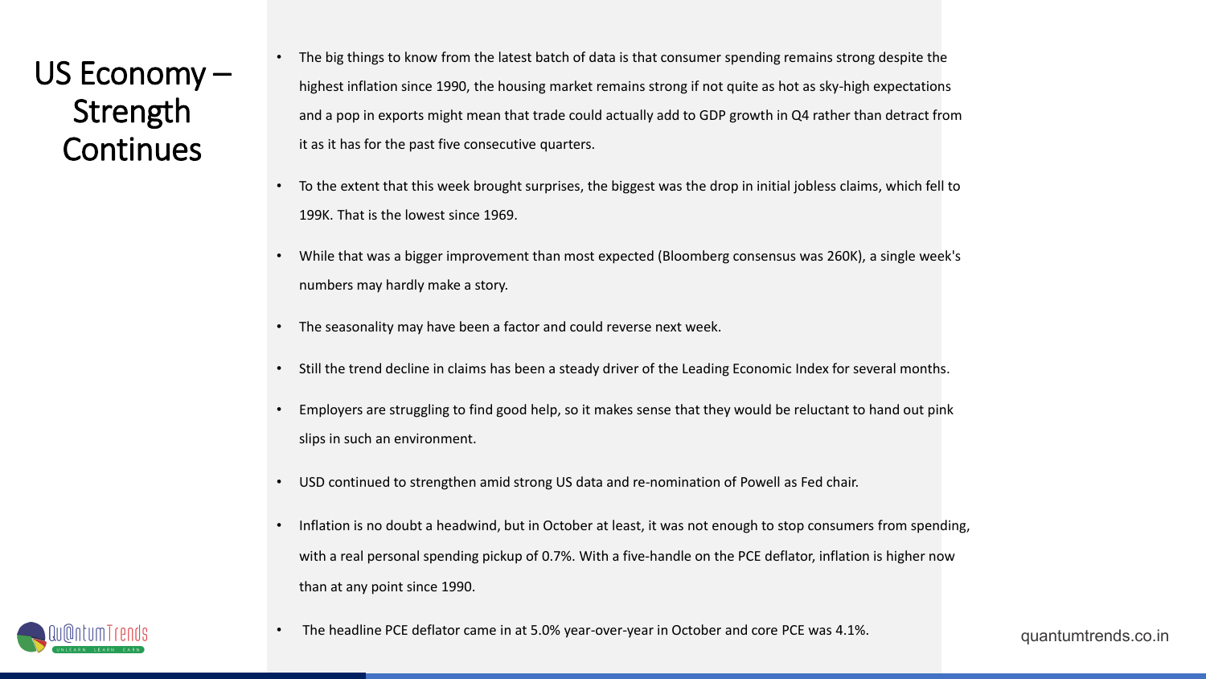# US Economy – Strength Continues

- The big things to know from the latest batch of data is that consumer spending remains strong despite the highest inflation since 1990, the housing market remains strong if not quite as hot as sky-high expectations and a pop in exports might mean that trade could actually add to GDP growth in Q4 rather than detract from it as it has for the past five consecutive quarters.
- To the extent that this week brought surprises, the biggest was the drop in initial jobless claims, which fell to 199K. That is the lowest since 1969.
- While that was a bigger improvement than most expected (Bloomberg consensus was 260K), a single week's numbers may hardly make a story.
- The seasonality may have been a factor and could reverse next week.
- Still the trend decline in claims has been a steady driver of the Leading Economic Index for several months.
- Employers are struggling to find good help, so it makes sense that they would be reluctant to hand out pink slips in such an environment.
- USD continued to strengthen amid strong US data and re-nomination of Powell as Fed chair.
- Inflation is no doubt a headwind, but in October at least, it was not enough to stop consumers from spending, with a real personal spending pickup of 0.7%. With a five-handle on the PCE deflator, inflation is higher now than at any point since 1990.
- The headline PCE deflator came in at 5.0% year-over-year in October and core PCE was 4.1%.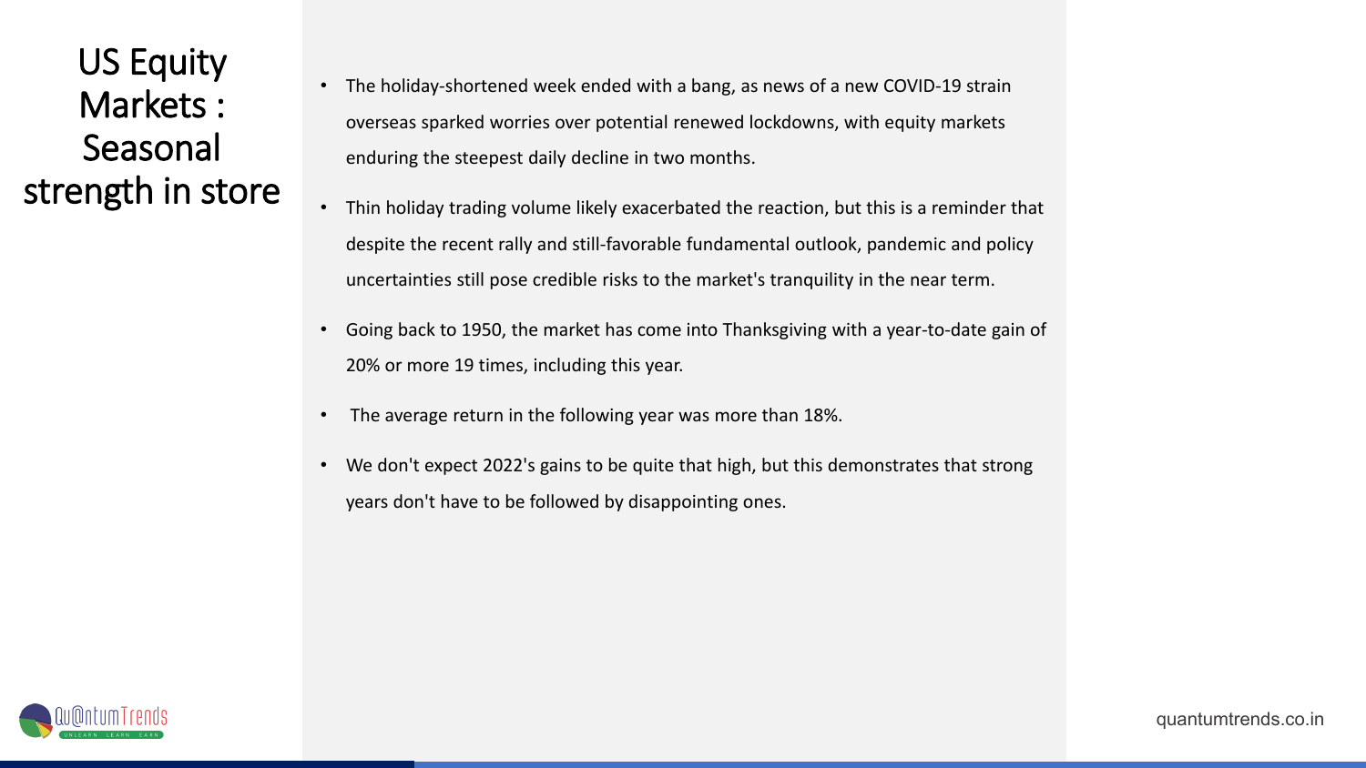# US Equity Markets : Seasonal strength in store

- The holiday-shortened week ended with a bang, as news of a new COVID-19 strain overseas sparked worries over potential renewed lockdowns, with equity markets enduring the steepest daily decline in two months.
- Thin holiday trading volume likely exacerbated the reaction, but this is a reminder that despite the recent rally and still-favorable fundamental outlook, pandemic and policy uncertainties still pose credible risks to the market's tranquility in the near term.
- Going back to 1950, the market has come into Thanksgiving with a year-to-date gain of 20% or more 19 times, including this year.
- The average return in the following year was more than 18%.
- We don't expect 2022's gains to be quite that high, but this demonstrates that strong years don't have to be followed by disappointing ones.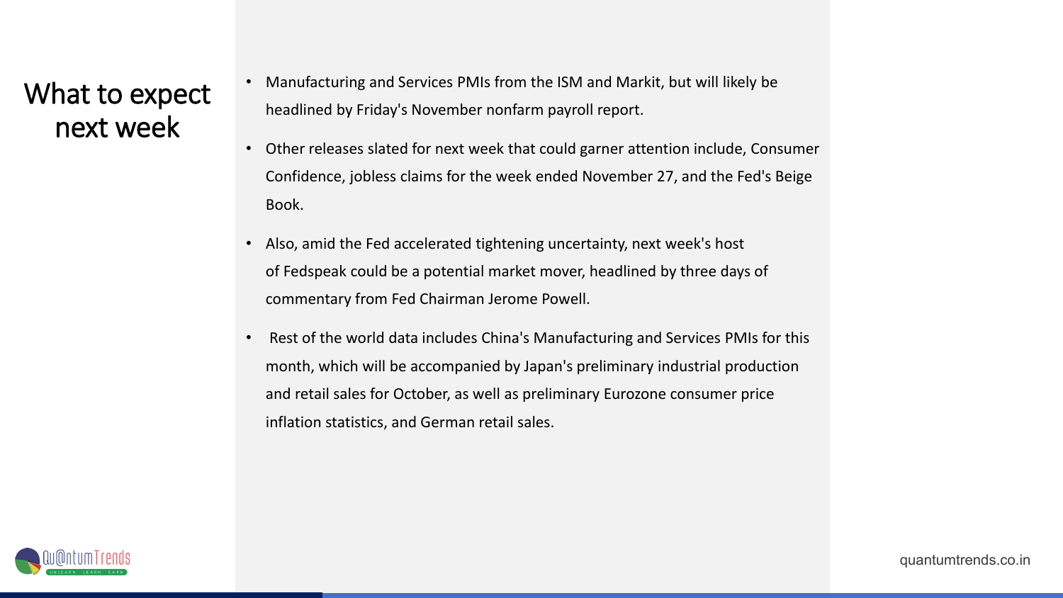# What to expect next week

- Manufacturing and Services PMIs from the ISM and Markit, but will likely be headlined by Friday's November nonfarm payroll report.
- Other releases slated for next week that could garner attention include, Consumer Confidence, jobless claims for the week ended November 27, and the Fed's Beige Book.
- Also, amid the Fed accelerated tightening uncertainty, next week's host of Fedspeak could be a potential market mover, headlined by three days of commentary from Fed Chairman Jerome Powell.
- Rest of the world data includes China's Manufacturing and Services PMIs for this month, which will be accompanied by Japan's preliminary industrial production and retail sales for October, as well as preliminary Eurozone consumer price inflation statistics, and German retail sales.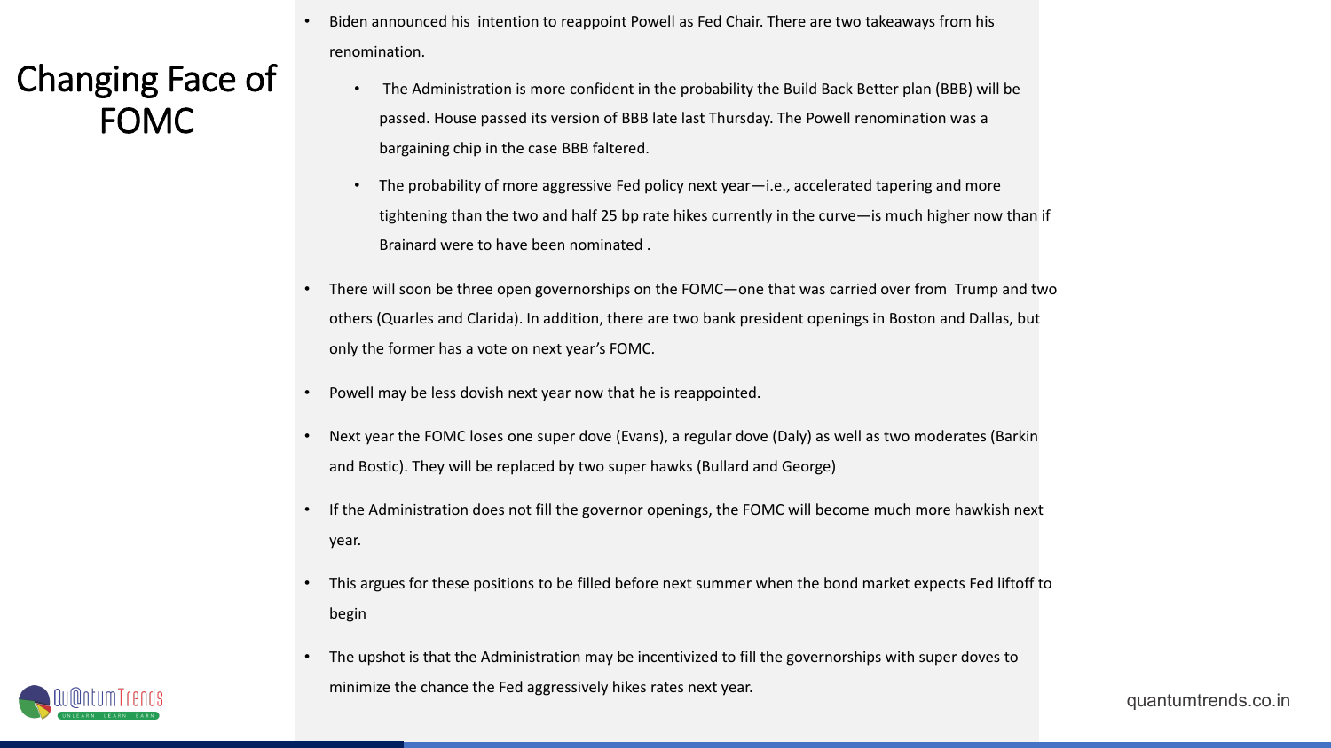# Changing Face of FOMC

- Biden announced his intention to reappoint Powell as Fed Chair. There are two takeaways from his renomination.
  - The Administration is more confident in the probability the Build Back Better plan (BBB) will be passed. House passed its version of BBB late last Thursday. The Powell renomination was a bargaining chip in the case BBB faltered.
  - The probability of more aggressive Fed policy next year—i.e., accelerated tapering and more tightening than the two and half 25 bp rate hikes currently in the curve—is much higher now than if Brainard were to have been nominated .
- There will soon be three open governorships on the FOMC—one that was carried over from Trump and two others (Quarles and Clarida). In addition, there are two bank president openings in Boston and Dallas, but only the former has a vote on next year's FOMC.
- Powell may be less dovish next year now that he is reappointed.
- Next year the FOMC loses one super dove (Evans), a regular dove (Daly) as well as two moderates (Barkin and Bostic). They will be replaced by two super hawks (Bullard and George)
- If the Administration does not fill the governor openings, the FOMC will become much more hawkish next year.
- This argues for these positions to be filled before next summer when the bond market expects Fed liftoff to begin
- The upshot is that the Administration may be incentivized to fill the governorships with super doves to minimize the chance the Fed aggressively hikes rates next year.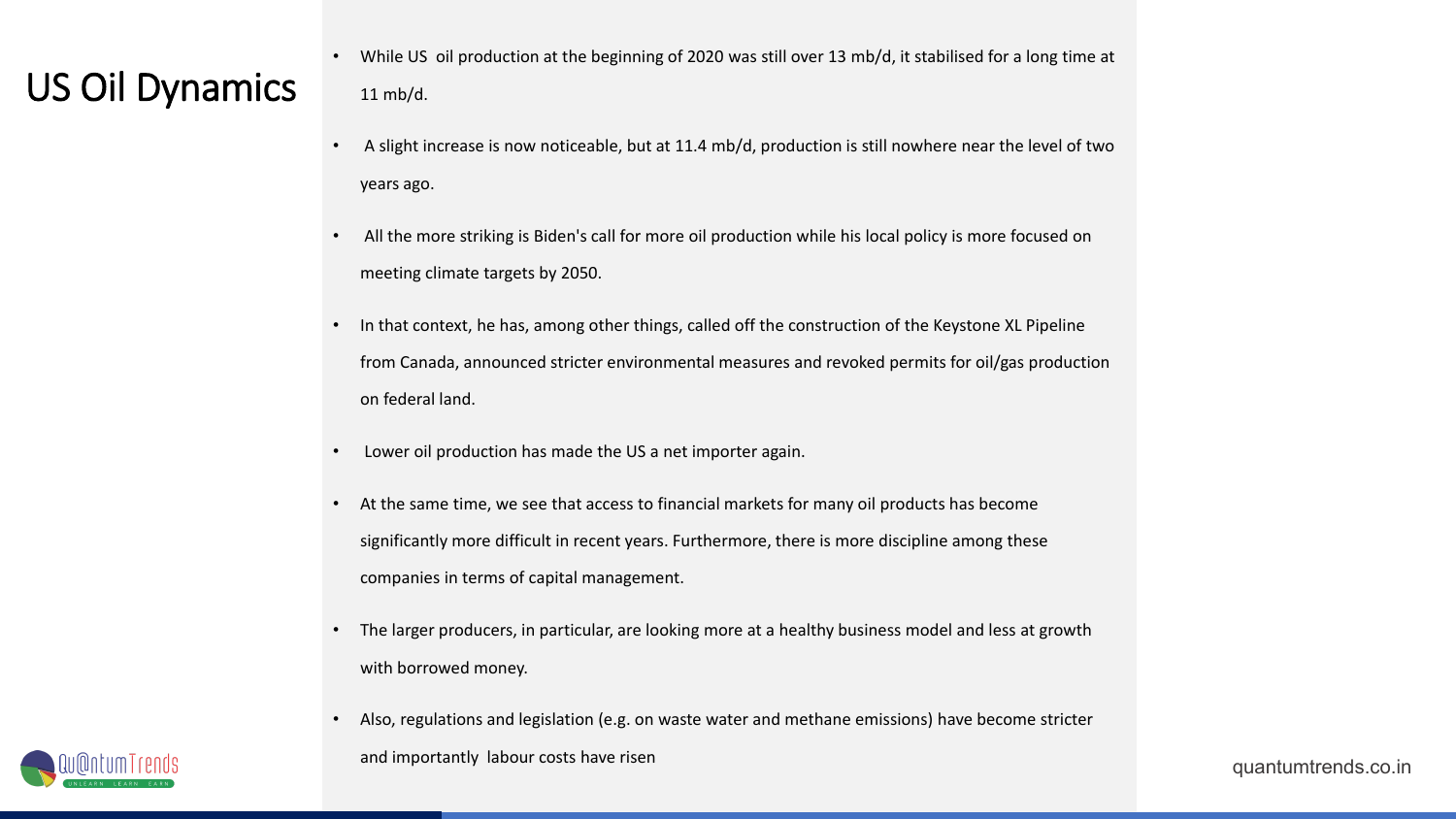# US Oil Dynamics

- While US oil production at the beginning of 2020 was still over 13 mb/d, it stabilised for a long time at 11 mb/d.
- A slight increase is now noticeable, but at 11.4 mb/d, production is still nowhere near the level of two years ago.
- All the more striking is Biden's call for more oil production while his local policy is more focused on meeting climate targets by 2050.
- In that context, he has, among other things, called off the construction of the Keystone XL Pipeline from Canada, announced stricter environmental measures and revoked permits for oil/gas production on federal land.
- Lower oil production has made the US a net importer again.
- At the same time, we see that access to financial markets for many oil products has become significantly more difficult in recent years. Furthermore, there is more discipline among these companies in terms of capital management.
- The larger producers, in particular, are looking more at a healthy business model and less at growth with borrowed money.
- Also, regulations and legislation (e.g. on waste water and methane emissions) have become stricter and importantly labour costs have risen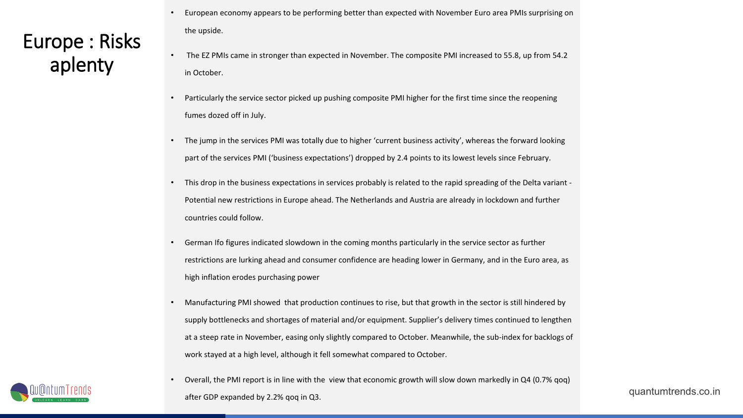# Europe : Risks aplenty

- European economy appears to be performing better than expected with November Euro area PMIs surprising on the upside.
- The EZ PMIs came in stronger than expected in November. The composite PMI increased to 55.8, up from 54.2 in October.
- Particularly the service sector picked up pushing composite PMI higher for the first time since the reopening fumes dozed off in July.
- The jump in the services PMI was totally due to higher 'current business activity', whereas the forward looking part of the services PMI ('business expectations') dropped by 2.4 points to its lowest levels since February.
- This drop in the business expectations in services probably is related to the rapid spreading of the Delta variant - Potential new restrictions in Europe ahead. The Netherlands and Austria are already in lockdown and further countries could follow.
- German Ifo figures indicated slowdown in the coming months particularly in the service sector as further restrictions are lurking ahead and consumer confidence are heading lower in Germany, and in the Euro area, as high inflation erodes purchasing power
- Manufacturing PMI showed that production continues to rise, but that growth in the sector is still hindered by supply bottlenecks and shortages of material and/or equipment. Supplier's delivery times continued to lengthen at a steep rate in November, easing only slightly compared to October. Meanwhile, the sub-index for backlogs of work stayed at a high level, although it fell somewhat compared to October.
- Overall, the PMI report is in line with the view that economic growth will slow down markedly in Q4 (0.7% qoq) after GDP expanded by 2.2% qoq in Q3.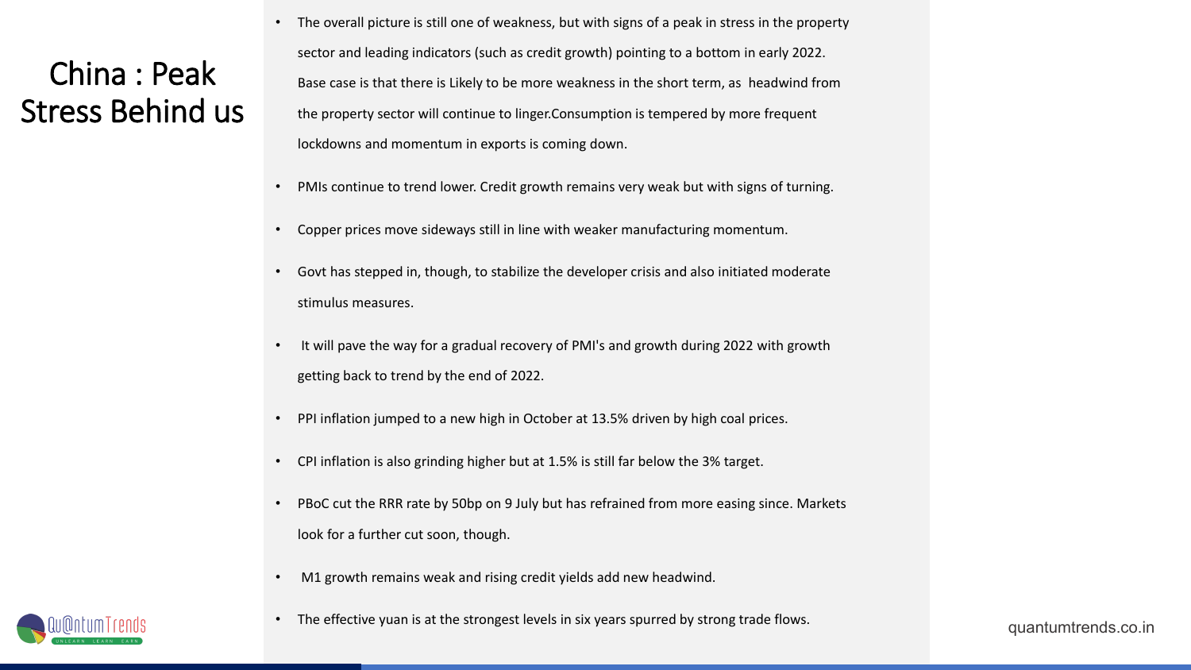# China : Peak Stress Behind us

- The overall picture is still one of weakness, but with signs of a peak in stress in the property sector and leading indicators (such as credit growth) pointing to a bottom in early 2022. Base case is that there is Likely to be more weakness in the short term, as headwind from the property sector will continue to linger.Consumption is tempered by more frequent lockdowns and momentum in exports is coming down.
- PMIs continue to trend lower. Credit growth remains very weak but with signs of turning.
- Copper prices move sideways still in line with weaker manufacturing momentum.
- Govt has stepped in, though, to stabilize the developer crisis and also initiated moderate stimulus measures.
- It will pave the way for a gradual recovery of PMI's and growth during 2022 with growth getting back to trend by the end of 2022.
- PPI inflation jumped to a new high in October at 13.5% driven by high coal prices.
- CPI inflation is also grinding higher but at 1.5% is still far below the 3% target.
- PBoC cut the RRR rate by 50bp on 9 July but has refrained from more easing since. Markets look for a further cut soon, though.
- M1 growth remains weak and rising credit yields add new headwind.
- The effective yuan is at the strongest levels in six years spurred by strong trade flows.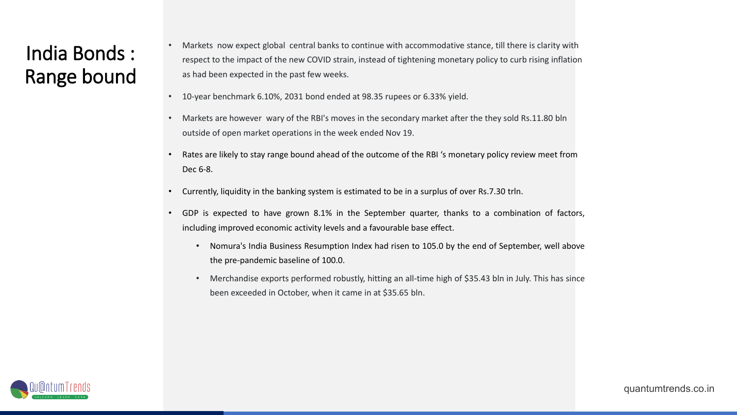# India Bonds : Range bound

- Markets now expect global central banks to continue with accommodative stance, till there is clarity with respect to the impact of the new COVID strain, instead of tightening monetary policy to curb rising inflation as had been expected in the past few weeks.
- 10-year benchmark 6.10%, 2031 bond ended at 98.35 rupees or 6.33% yield.
- Markets are however wary of the RBI's moves in the secondary market after the they sold Rs.11.80 bln outside of open market operations in the week ended Nov 19.
- Rates are likely to stay range bound ahead of the outcome of the RBI 's monetary policy review meet from Dec 6-8.
- Currently, liquidity in the banking system is estimated to be in a surplus of over Rs.7.30 trln.
- GDP is expected to have grown 8.1% in the September quarter, thanks to a combination of factors, including improved economic activity levels and a favourable base effect.
  - Nomura's India Business Resumption Index had risen to 105.0 by the end of September, well above the pre-pandemic baseline of 100.0.
  - Merchandise exports performed robustly, hitting an all-time high of $35.43 bln in July. This has since been exceeded in October, when it came in at $35.65 bln.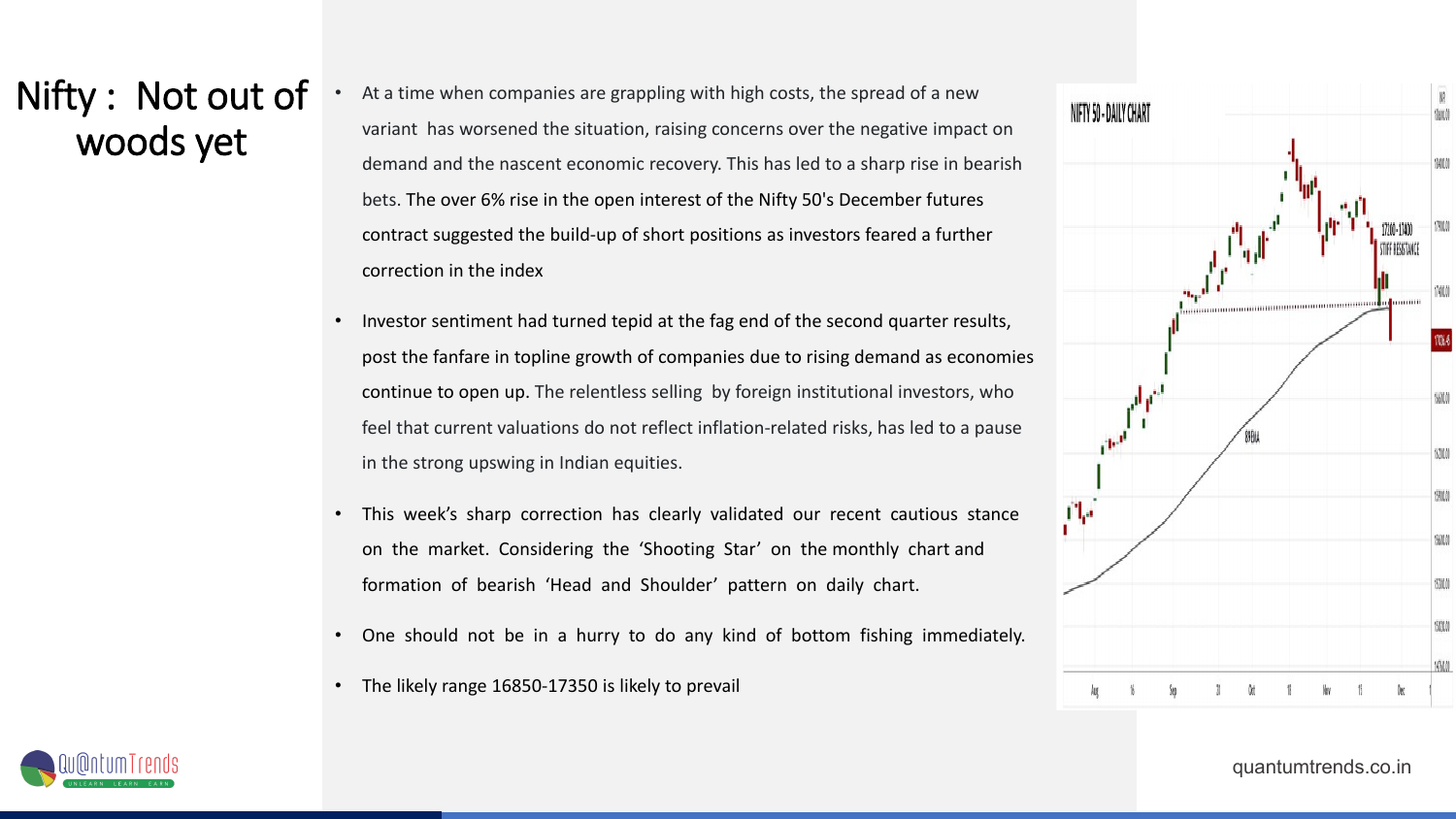# Nifty : Not out of woods yet

- At a time when companies are grappling with high costs, the spread of a new variant has worsened the situation, raising concerns over the negative impact on demand and the nascent economic recovery. This has led to a sharp rise in bearish bets. The over 6% rise in the open interest of the Nifty 50's December futures contract suggested the build-up of short positions as investors feared a further correction in the index
- Investor sentiment had turned tepid at the fag end of the second quarter results, post the fanfare in topline growth of companies due to rising demand as economies continue to open up. The relentless selling by foreign institutional investors, who feel that current valuations do not reflect inflation-related risks, has led to a pause in the strong upswing in Indian equities.
- This week's sharp correction has clearly validated our recent cautious stance on the market. Considering the 'Shooting Star' on the monthly chart and formation of bearish 'Head and Shoulder' pattern on daily chart.
- One should not be in a hurry to do any kind of bottom fishing immediately.
- The likely range 16850-17350 is likely to prevail

NIFTY 50 - DAILY CHART

17200-17400 STIFF RESISTANCE

89EMA

Aug

Sep

Oct

Nov

Dec